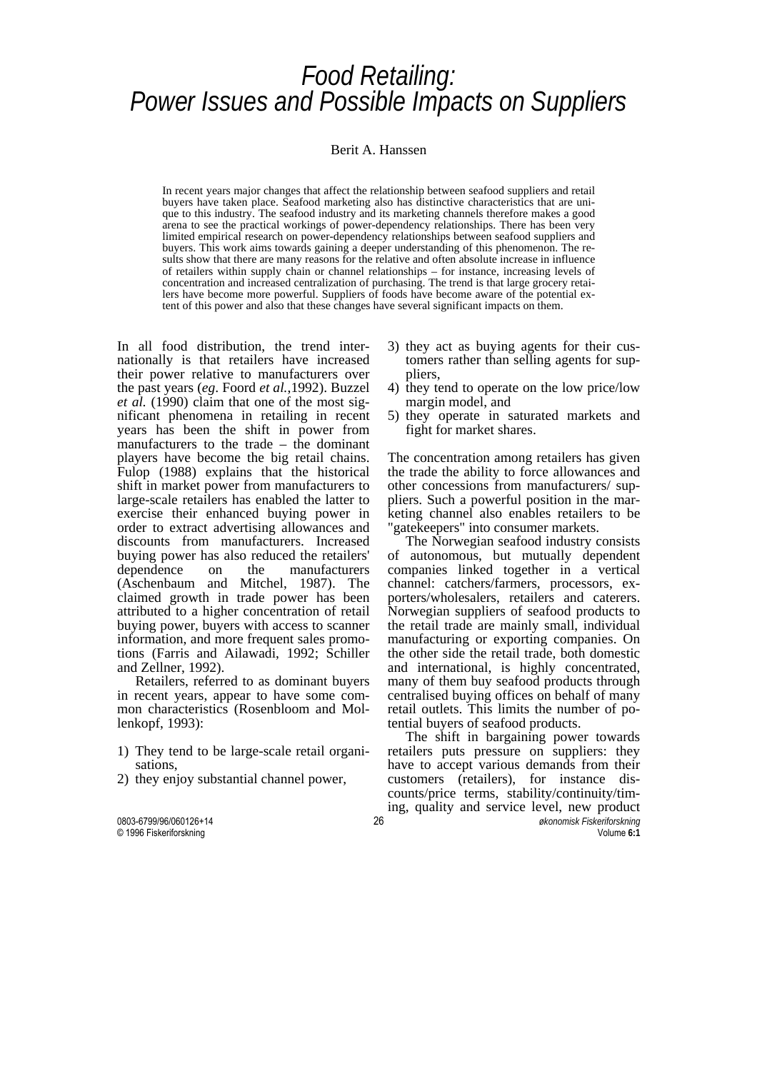# Food Retailing: Power Issues and Possible Impacts on Suppliers

Berit A. Hanssen

In recent years major changes that affect the relationship between seafood suppliers and retail buyers have taken place. Seafood marketing also has distinctive characteristics that are unique to this industry. The seafood industry and its marketing channels therefore makes a good arena to see the practical workings of power-dependency relationships. There has been very limited empirical research on power-dependency relationships between seafood suppliers and buyers. This work aims towards gaining a deeper understanding of this phenomenon. The results show that there are many reasons for the relative and often absolute increase in influence of retailers within supply chain or channel relationships – for instance, increasing levels of concentration and increased centralization of purchasing. The trend is that large grocery retailers have become more powerful. Suppliers of foods have become aware of the potential extent of this power and also that these changes have several significant impacts on them.

In all food distribution, the trend internationally is that retailers have increased their power relative to manufacturers over the past years (*eg*. Foord *et al.*,1992). Buzzel *et al.* (1990) claim that one of the most significant phenomena in retailing in recent years has been the shift in power from manufacturers to the trade – the dominant players have become the big retail chains. Fulop (1988) explains that the historical shift in market power from manufacturers to large-scale retailers has enabled the latter to exercise their enhanced buying power in order to extract advertising allowances and discounts from manufacturers. Increased buying power has also reduced the retailers' dependence on the manufacturers (Aschenbaum and Mitchel, 1987). The claimed growth in trade power has been attributed to a higher concentration of retail buying power, buyers with access to scanner information, and more frequent sales promotions (Farris and Ailawadi, 1992; Schiller and Zellner, 1992).

Retailers, referred to as dominant buyers in recent years, appear to have some common characteristics (Rosenbloom and Mollenkopf, 1993):

1) They tend to be large-scale retail organisations,
2) they enjoy substantial channel power,
3) they act as buying agents for their customers rather than selling agents for suppliers,
4) they tend to operate on the low price/low margin model, and
5) they operate in saturated markets and fight for market shares.

The concentration among retailers has given the trade the ability to force allowances and other concessions from manufacturers/ suppliers. Such a powerful position in the marketing channel also enables retailers to be "gatekeepers" into consumer markets.

The Norwegian seafood industry consists of autonomous, but mutually dependent companies linked together in a vertical channel: catchers/farmers, processors, exporters/wholesalers, retailers and caterers. Norwegian suppliers of seafood products to the retail trade are mainly small, individual manufacturing or exporting companies. On the other side the retail trade, both domestic and international, is highly concentrated, many of them buy seafood products through centralised buying offices on behalf of many retail outlets. This limits the number of potential buyers of seafood products.

The shift in bargaining power towards retailers puts pressure on suppliers: they have to accept various demands from their customers (retailers), for instance discounts/price terms, stability/continuity/timing, quality and service level, new product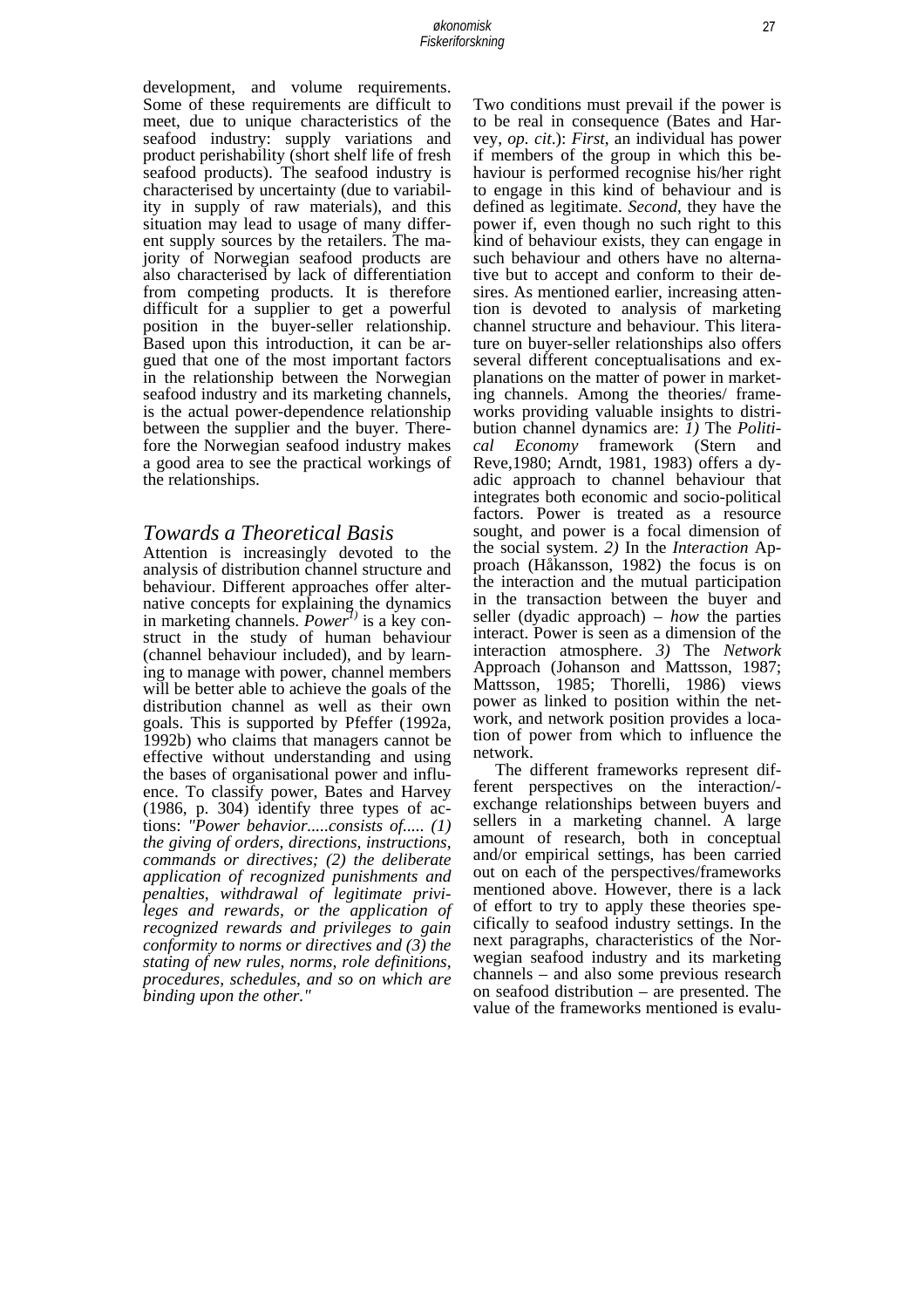development, and volume requirements. Some of these requirements are difficult to meet, due to unique characteristics of the seafood industry: supply variations and product perishability (short shelf life of fresh seafood products). The seafood industry is characterised by uncertainty (due to variability in supply of raw materials), and this situation may lead to usage of many different supply sources by the retailers. The majority of Norwegian seafood products are also characterised by lack of differentiation from competing products. It is therefore difficult for a supplier to get a powerful position in the buyer-seller relationship. Based upon this introduction, it can be argued that one of the most important factors in the relationship between the Norwegian seafood industry and its marketing channels, is the actual power-dependence relationship between the supplier and the buyer. Therefore the Norwegian seafood industry makes a good area to see the practical workings of the relationships.

## Towards a Theoretical Basis

Attention is increasingly devoted to the analysis of distribution channel structure and behaviour. Different approaches offer alternative concepts for explaining the dynamics in marketing channels. *Power*[1)] is a key construct in the study of human behaviour (channel behaviour included), and by learning to manage with power, channel members will be better able to achieve the goals of the distribution channel as well as their own goals. This is supported by Pfeffer (1992a, 1992b) who claims that managers cannot be effective without understanding and using the bases of organisational power and influence. To classify power, Bates and Harvey (1986, p. 304) identify three types of actions: *"Power behavior.....consists of..... (1) the giving of orders, directions, instructions, commands or directives; (2) the deliberate application of recognized punishments and penalties, withdrawal of legitimate privileges and rewards, or the application of recognized rewards and privileges to gain conformity to norms or directives and (3) the stating of new rules, norms, role definitions, procedures, schedules, and so on which are binding upon the other."*

Two conditions must prevail if the power is to be real in consequence (Bates and Harvey, *op. cit*.): *First*, an individual has power if members of the group in which this behaviour is performed recognise his/her right to engage in this kind of behaviour and is defined as legitimate. *Second*, they have the power if, even though no such right to this kind of behaviour exists, they can engage in such behaviour and others have no alternative but to accept and conform to their desires. As mentioned earlier, increasing attention is devoted to analysis of marketing channel structure and behaviour. This literature on buyer-seller relationships also offers several different conceptualisations and explanations on the matter of power in marketing channels. Among the theories/ frameworks providing valuable insights to distribution channel dynamics are: *1)* The *Political Economy* framework (Stern and Reve,1980; Arndt, 1981, 1983) offers a dyadic approach to channel behaviour that integrates both economic and socio-political factors. Power is treated as a resource sought, and power is a focal dimension of the social system. *2)* In the *Interaction* Approach (Håkansson, 1982) the focus is on the interaction and the mutual participation in the transaction between the buyer and seller (dyadic approach) – *how* the parties interact. Power is seen as a dimension of the interaction atmosphere. *3)* The *Network* Approach (Johanson and Mattsson, 1987; Mattsson, 1985; Thorelli, 1986) views power as linked to position within the network, and network position provides a location of power from which to influence the network.

The different frameworks represent different perspectives on the interaction/-exchange relationships between buyers and sellers in a marketing channel. A large amount of research, both in conceptual and/or empirical settings, has been carried out on each of the perspectives/frameworks mentioned above. However, there is a lack of effort to try to apply these theories specifically to seafood industry settings. In the next paragraphs, characteristics of the Norwegian seafood industry and its marketing channels – and also some previous research on seafood distribution – are presented. The value of the frameworks mentioned is evalu-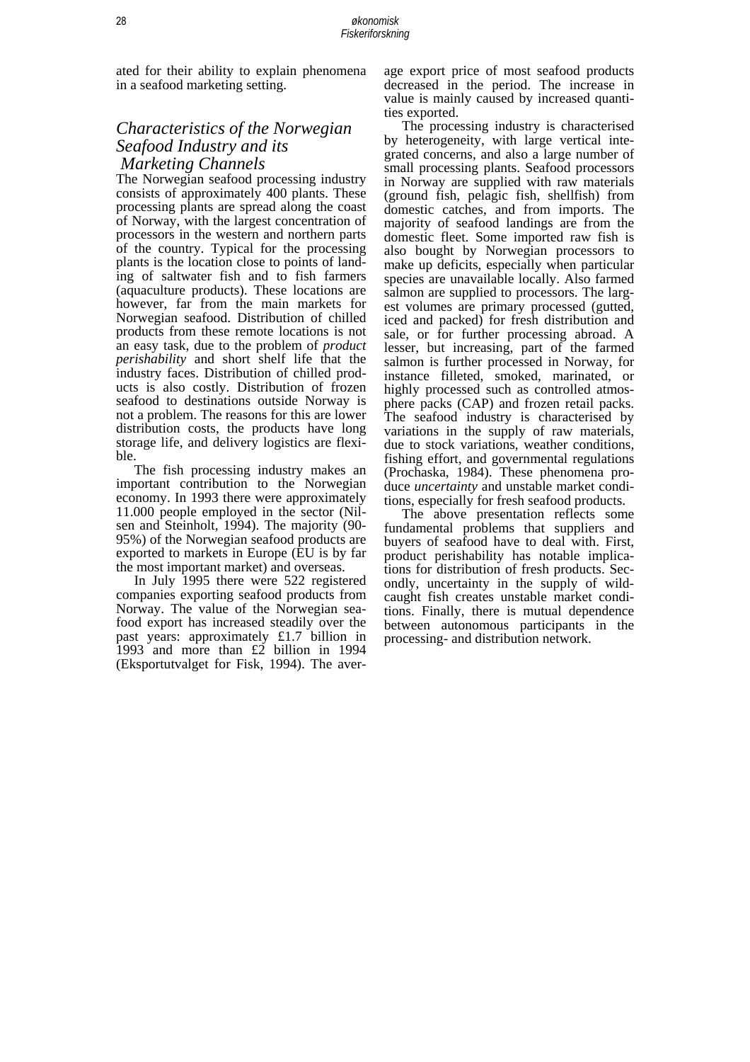ated for their ability to explain phenomena in a seafood marketing setting.

## *Characteristics of the Norwegian Seafood Industry and its Marketing Channels*

The Norwegian seafood processing industry consists of approximately 400 plants. These processing plants are spread along the coast of Norway, with the largest concentration of processors in the western and northern parts of the country. Typical for the processing plants is the location close to points of landing of saltwater fish and to fish farmers (aquaculture products). These locations are however, far from the main markets for Norwegian seafood. Distribution of chilled products from these remote locations is not an easy task, due to the problem of *product perishability* and short shelf life that the industry faces. Distribution of chilled products is also costly. Distribution of frozen seafood to destinations outside Norway is not a problem. The reasons for this are lower distribution costs, the products have long storage life, and delivery logistics are flexible.

The fish processing industry makes an important contribution to the Norwegian economy. In 1993 there were approximately 11.000 people employed in the sector (Nilsen and Steinholt, 1994). The majority (90-95%) of the Norwegian seafood products are exported to markets in Europe (EU is by far the most important market) and overseas.

In July 1995 there were 522 registered companies exporting seafood products from Norway. The value of the Norwegian seafood export has increased steadily over the past years: approximately £1.7 billion in 1993 and more than £2 billion in 1994 (Eksportutvalget for Fisk, 1994). The average export price of most seafood products decreased in the period. The increase in value is mainly caused by increased quantities exported.

The processing industry is characterised by heterogeneity, with large vertical integrated concerns, and also a large number of small processing plants. Seafood processors in Norway are supplied with raw materials (ground fish, pelagic fish, shellfish) from domestic catches, and from imports. The majority of seafood landings are from the domestic fleet. Some imported raw fish is also bought by Norwegian processors to make up deficits, especially when particular species are unavailable locally. Also farmed salmon are supplied to processors. The largest volumes are primary processed (gutted, iced and packed) for fresh distribution and sale, or for further processing abroad. A lesser, but increasing, part of the farmed salmon is further processed in Norway, for instance filleted, smoked, marinated, or highly processed such as controlled atmosphere packs (CAP) and frozen retail packs. The seafood industry is characterised by variations in the supply of raw materials, due to stock variations, weather conditions, fishing effort, and governmental regulations (Prochaska, 1984). These phenomena produce *uncertainty* and unstable market conditions, especially for fresh seafood products.

The above presentation reflects some fundamental problems that suppliers and buyers of seafood have to deal with. First, product perishability has notable implications for distribution of fresh products. Secondly, uncertainty in the supply of wild-caught fish creates unstable market conditions. Finally, there is mutual dependence between autonomous participants in the processing- and distribution network.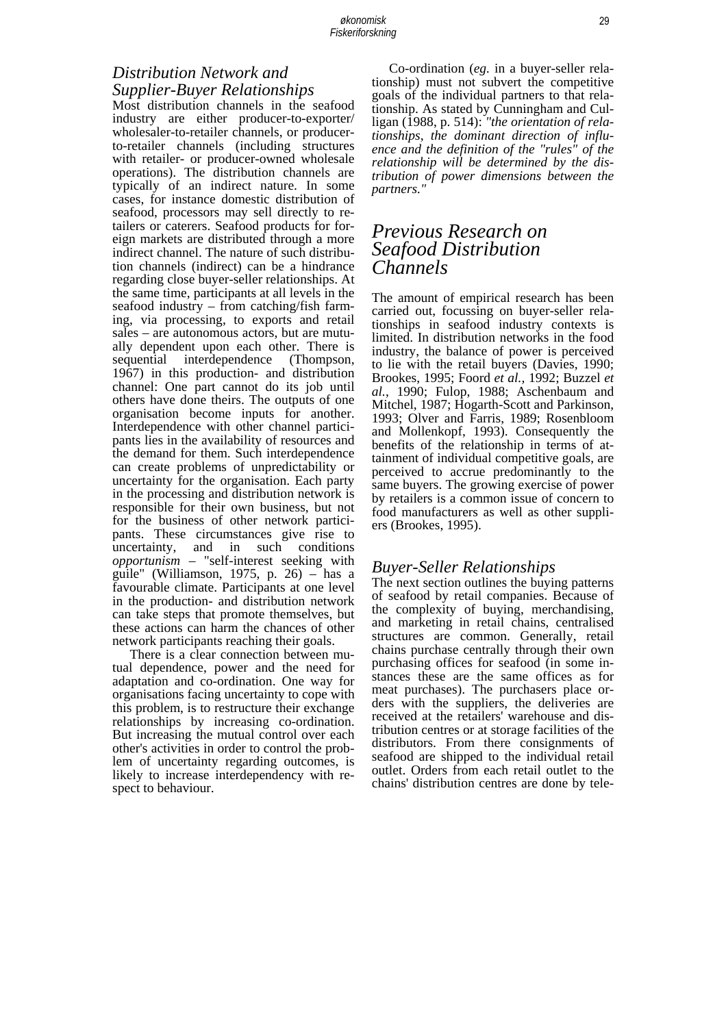## *Distribution Network and Supplier-Buyer Relationships*

Most distribution channels in the seafood industry are either producer-to-exporter/wholesaler-to-retailer channels, or producer-to-retailer channels (including structures with retailer- or producer-owned wholesale operations). The distribution channels are typically of an indirect nature. In some cases, for instance domestic distribution of seafood, processors may sell directly to retailers or caterers. Seafood products for foreign markets are distributed through a more indirect channel. The nature of such distribution channels (indirect) can be a hindrance regarding close buyer-seller relationships. At the same time, participants at all levels in the seafood industry – from catching/fish farming, via processing, to exports and retail sales – are autonomous actors, but are mutually dependent upon each other. There is sequential interdependence (Thompson, 1967) in this production- and distribution channel: One part cannot do its job until others have done theirs. The outputs of one organisation become inputs for another. Interdependence with other channel participants lies in the availability of resources and the demand for them. Such interdependence can create problems of unpredictability or uncertainty for the organisation. Each party in the processing and distribution network is responsible for their own business, but not for the business of other network participants. These circumstances give rise to uncertainty, and in such conditions *opportunism* – "self-interest seeking with guile" (Williamson, 1975, p. 26) – has a favourable climate. Participants at one level in the production- and distribution network can take steps that promote themselves, but these actions can harm the chances of other network participants reaching their goals.

There is a clear connection between mutual dependence, power and the need for adaptation and co-ordination. One way for organisations facing uncertainty to cope with this problem, is to restructure their exchange relationships by increasing co-ordination. But increasing the mutual control over each other's activities in order to control the problem of uncertainty regarding outcomes, is likely to increase interdependency with respect to behaviour.

Co-ordination (*eg.* in a buyer-seller relationship) must not subvert the competitive goals of the individual partners to that relationship. As stated by Cunningham and Culligan (1988, p. 514): *"the orientation of relationships, the dominant direction of influence and the definition of the "rules" of the relationship will be determined by the distribution of power dimensions between the partners."*

# *Previous Research on Seafood Distribution Channels*

The amount of empirical research has been carried out, focussing on buyer-seller relationships in seafood industry contexts is limited. In distribution networks in the food industry, the balance of power is perceived to lie with the retail buyers (Davies, 1990; Brookes, 1995; Foord *et al.*, 1992; Buzzel *et al.*, 1990; Fulop, 1988; Aschenbaum and Mitchel, 1987; Hogarth-Scott and Parkinson, 1993; Olver and Farris, 1989; Rosenbloom and Mollenkopf, 1993). Consequently the benefits of the relationship in terms of attainment of individual competitive goals, are perceived to accrue predominantly to the same buyers. The growing exercise of power by retailers is a common issue of concern to food manufacturers as well as other suppliers (Brookes, 1995).

## *Buyer-Seller Relationships*

The next section outlines the buying patterns of seafood by retail companies. Because of the complexity of buying, merchandising, and marketing in retail chains, centralised structures are common. Generally, retail chains purchase centrally through their own purchasing offices for seafood (in some instances these are the same offices as for meat purchases). The purchasers place orders with the suppliers, the deliveries are received at the retailers' warehouse and distribution centres or at storage facilities of the distributors. From there consignments of seafood are shipped to the individual retail outlet. Orders from each retail outlet to the chains' distribution centres are done by tele-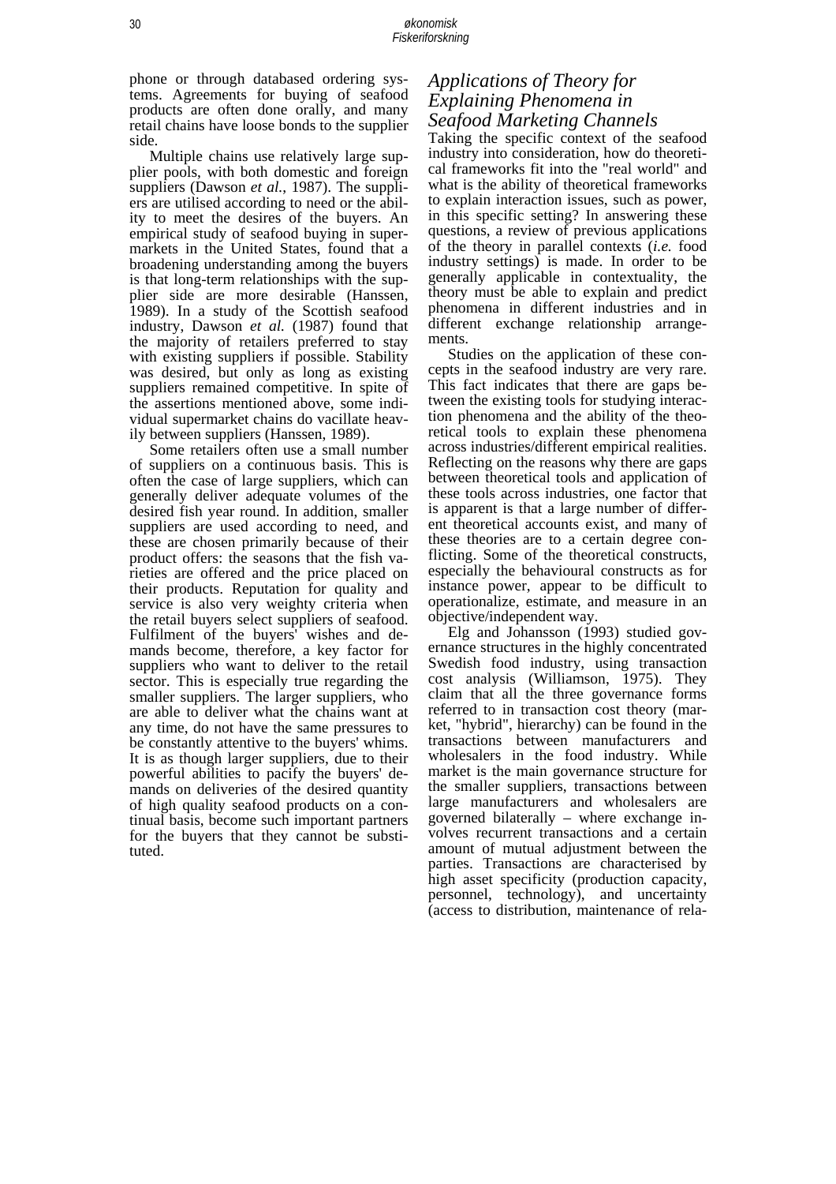phone or through databased ordering systems. Agreements for buying of seafood products are often done orally, and many retail chains have loose bonds to the supplier side.

Multiple chains use relatively large supplier pools, with both domestic and foreign suppliers (Dawson *et al.*, 1987). The suppliers are utilised according to need or the ability to meet the desires of the buyers. An empirical study of seafood buying in supermarkets in the United States, found that a broadening understanding among the buyers is that long-term relationships with the supplier side are more desirable (Hanssen, 1989). In a study of the Scottish seafood industry, Dawson *et al.* (1987) found that the majority of retailers preferred to stay with existing suppliers if possible. Stability was desired, but only as long as existing suppliers remained competitive. In spite of the assertions mentioned above, some individual supermarket chains do vacillate heavily between suppliers (Hanssen, 1989).

Some retailers often use a small number of suppliers on a continuous basis. This is often the case of large suppliers, which can generally deliver adequate volumes of the desired fish year round. In addition, smaller suppliers are used according to need, and these are chosen primarily because of their product offers: the seasons that the fish varieties are offered and the price placed on their products. Reputation for quality and service is also very weighty criteria when the retail buyers select suppliers of seafood. Fulfilment of the buyers' wishes and demands become, therefore, a key factor for suppliers who want to deliver to the retail sector. This is especially true regarding the smaller suppliers. The larger suppliers, who are able to deliver what the chains want at any time, do not have the same pressures to be constantly attentive to the buyers' whims. It is as though larger suppliers, due to their powerful abilities to pacify the buyers' demands on deliveries of the desired quantity of high quality seafood products on a continual basis, become such important partners for the buyers that they cannot be substituted.

## *Applications of Theory for Explaining Phenomena in Seafood Marketing Channels*

Taking the specific context of the seafood industry into consideration, how do theoretical frameworks fit into the "real world" and what is the ability of theoretical frameworks to explain interaction issues, such as power, in this specific setting? In answering these questions, a review of previous applications of the theory in parallel contexts (*i.e.* food industry settings) is made. In order to be generally applicable in contextuality, the theory must be able to explain and predict phenomena in different industries and in different exchange relationship arrangements.

Studies on the application of these concepts in the seafood industry are very rare. This fact indicates that there are gaps between the existing tools for studying interaction phenomena and the ability of the theoretical tools to explain these phenomena across industries/different empirical realities. Reflecting on the reasons why there are gaps between theoretical tools and application of these tools across industries, one factor that is apparent is that a large number of different theoretical accounts exist, and many of these theories are to a certain degree conflicting. Some of the theoretical constructs, especially the behavioural constructs as for instance power, appear to be difficult to operationalize, estimate, and measure in an objective/independent way.

Elg and Johansson (1993) studied governance structures in the highly concentrated Swedish food industry, using transaction cost analysis (Williamson, 1975). They claim that all the three governance forms referred to in transaction cost theory (market, "hybrid", hierarchy) can be found in the transactions between manufacturers and wholesalers in the food industry. While market is the main governance structure for the smaller suppliers, transactions between large manufacturers and wholesalers are governed bilaterally – where exchange involves recurrent transactions and a certain amount of mutual adjustment between the parties. Transactions are characterised by high asset specificity (production capacity, personnel, technology), and uncertainty (access to distribution, maintenance of rela-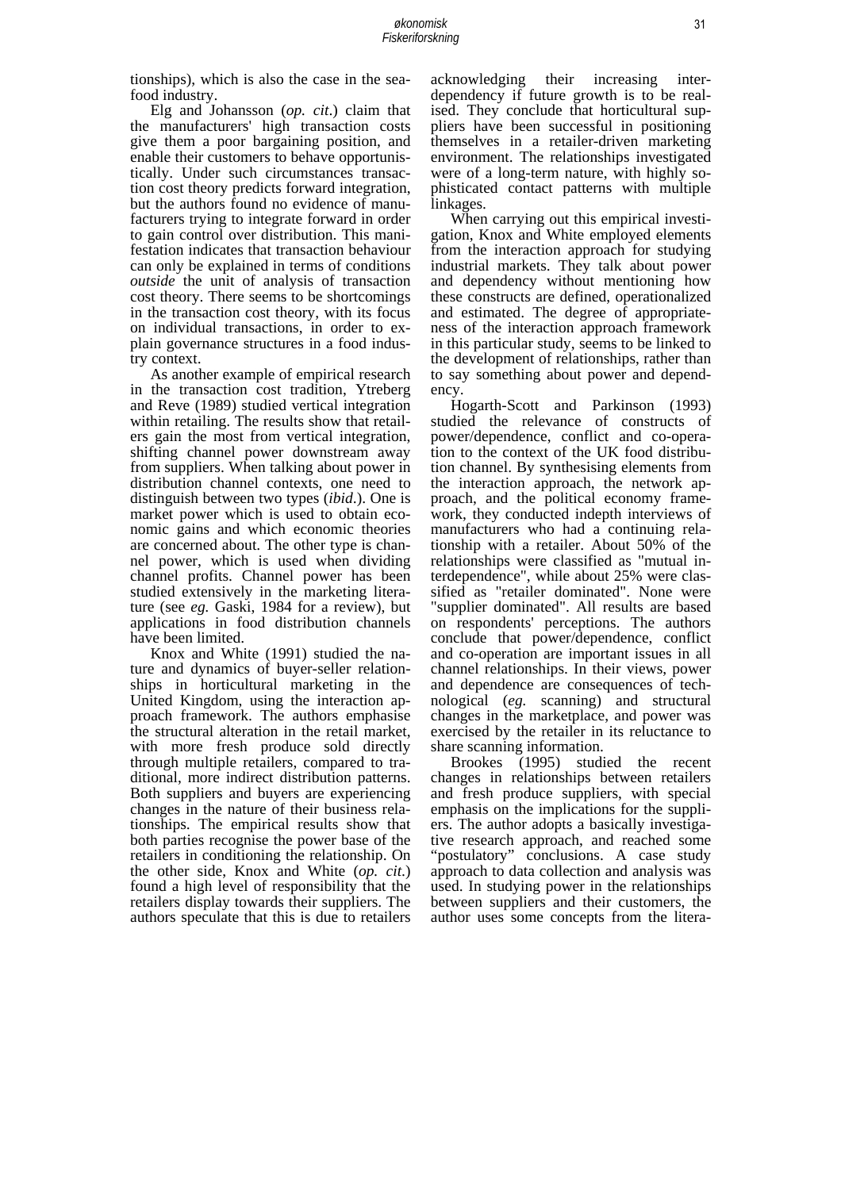tionships), which is also the case in the seafood industry.

Elg and Johansson (*op. cit.*) claim that the manufacturers' high transaction costs give them a poor bargaining position, and enable their customers to behave opportunistically. Under such circumstances transaction cost theory predicts forward integration, but the authors found no evidence of manufacturers trying to integrate forward in order to gain control over distribution. This manifestation indicates that transaction behaviour can only be explained in terms of conditions *outside* the unit of analysis of transaction cost theory. There seems to be shortcomings in the transaction cost theory, with its focus on individual transactions, in order to explain governance structures in a food industry context.

As another example of empirical research in the transaction cost tradition, Ytreberg and Reve (1989) studied vertical integration within retailing. The results show that retailers gain the most from vertical integration, shifting channel power downstream away from suppliers. When talking about power in distribution channel contexts, one need to distinguish between two types (*ibid.*). One is market power which is used to obtain economic gains and which economic theories are concerned about. The other type is channel power, which is used when dividing channel profits. Channel power has been studied extensively in the marketing literature (see *eg.* Gaski, 1984 for a review), but applications in food distribution channels have been limited.

Knox and White (1991) studied the nature and dynamics of buyer-seller relationships in horticultural marketing in the United Kingdom, using the interaction approach framework. The authors emphasise the structural alteration in the retail market, with more fresh produce sold directly through multiple retailers, compared to traditional, more indirect distribution patterns. Both suppliers and buyers are experiencing changes in the nature of their business relationships. The empirical results show that both parties recognise the power base of the retailers in conditioning the relationship. On the other side, Knox and White (*op. cit.*) found a high level of responsibility that the retailers display towards their suppliers. The authors speculate that this is due to retailers acknowledging their increasing interdependency if future growth is to be realised. They conclude that horticultural suppliers have been successful in positioning themselves in a retailer-driven marketing environment. The relationships investigated were of a long-term nature, with highly sophisticated contact patterns with multiple linkages.

When carrying out this empirical investigation, Knox and White employed elements from the interaction approach for studying industrial markets. They talk about power and dependency without mentioning how these constructs are defined, operationalized and estimated. The degree of appropriateness of the interaction approach framework in this particular study, seems to be linked to the development of relationships, rather than to say something about power and dependency.

Hogarth-Scott and Parkinson (1993) studied the relevance of constructs of power/dependence, conflict and co-operation to the context of the UK food distribution channel. By synthesising elements from the interaction approach, the network approach, and the political economy framework, they conducted indepth interviews of manufacturers who had a continuing relationship with a retailer. About 50% of the relationships were classified as "mutual interdependence", while about 25% were classified as "retailer dominated". None were "supplier dominated". All results are based on respondents' perceptions. The authors conclude that power/dependence, conflict and co-operation are important issues in all channel relationships. In their views, power and dependence are consequences of technological (*eg.* scanning) and structural changes in the marketplace, and power was exercised by the retailer in its reluctance to share scanning information.

Brookes (1995) studied the recent changes in relationships between retailers and fresh produce suppliers, with special emphasis on the implications for the suppliers. The author adopts a basically investigative research approach, and reached some "postulatory" conclusions. A case study approach to data collection and analysis was used. In studying power in the relationships between suppliers and their customers, the author uses some concepts from the litera-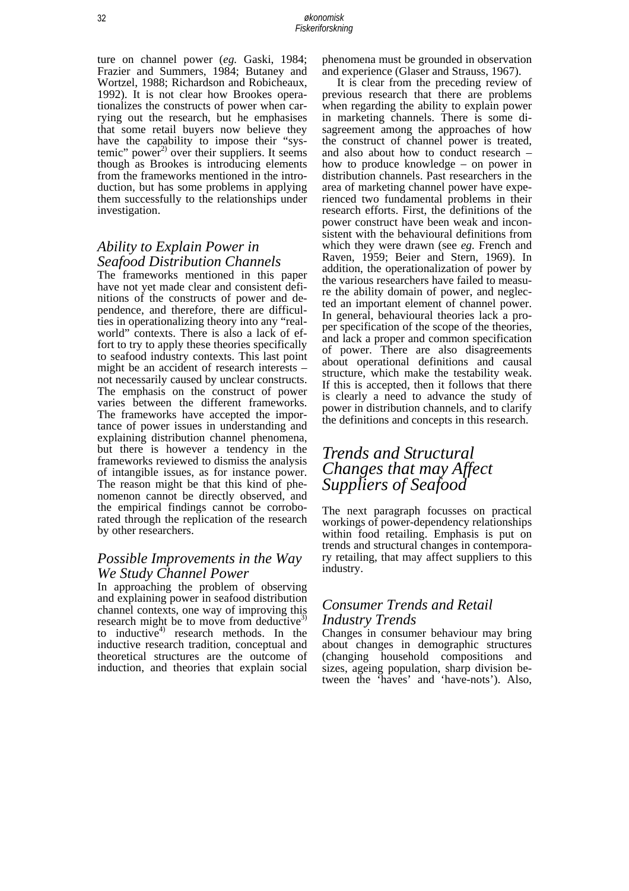ture on channel power (*eg.* Gaski, 1984; Frazier and Summers, 1984; Butaney and Wortzel, 1988; Richardson and Robicheaux, 1992). It is not clear how Brookes operationalizes the constructs of power when carrying out the research, but he emphasises that some retail buyers now believe they have the capability to impose their "systemic" power[2] over their suppliers. It seems though as Brookes is introducing elements from the frameworks mentioned in the introduction, but has some problems in applying them successfully to the relationships under investigation.

### *Ability to Explain Power in Seafood Distribution Channels*

The frameworks mentioned in this paper have not yet made clear and consistent definitions of the constructs of power and dependence, and therefore, there are difficulties in operationalizing theory into any "real-world" contexts. There is also a lack of effort to try to apply these theories specifically to seafood industry contexts. This last point might be an accident of research interests – not necessarily caused by unclear constructs. The emphasis on the construct of power varies between the different frameworks. The frameworks have accepted the importance of power issues in understanding and explaining distribution channel phenomena, but there is however a tendency in the frameworks reviewed to dismiss the analysis of intangible issues, as for instance power. The reason might be that this kind of phenomenon cannot be directly observed, and the empirical findings cannot be corroborated through the replication of the research by other researchers.

### *Possible Improvements in the Way We Study Channel Power*

In approaching the problem of observing and explaining power in seafood distribution channel contexts, one way of improving this research might be to move from deductive[3] to inductive[4] research methods. In the inductive research tradition, conceptual and theoretical structures are the outcome of induction, and theories that explain social phenomena must be grounded in observation and experience (Glaser and Strauss, 1967).

It is clear from the preceding review of previous research that there are problems when regarding the ability to explain power in marketing channels. There is some disagreement among the approaches of how the construct of channel power is treated, and also about how to conduct research – how to produce knowledge – on power in distribution channels. Past researchers in the area of marketing channel power have experienced two fundamental problems in their research efforts. First, the definitions of the power construct have been weak and inconsistent with the behavioural definitions from which they were drawn (see *eg.* French and Raven, 1959; Beier and Stern, 1969). In addition, the operationalization of power by the various researchers have failed to measure the ability domain of power, and neglected an important element of channel power. In general, behavioural theories lack a proper specification of the scope of the theories, and lack a proper and common specification of power. There are also disagreements about operational definitions and causal structure, which make the testability weak. If this is accepted, then it follows that there is clearly a need to advance the study of power in distribution channels, and to clarify the definitions and concepts in this research.

## *Trends and Structural Changes that may Affect Suppliers of Seafood*

The next paragraph focusses on practical workings of power-dependency relationships within food retailing. Emphasis is put on trends and structural changes in contemporary retailing, that may affect suppliers to this industry.

### *Consumer Trends and Retail Industry Trends*

Changes in consumer behaviour may bring about changes in demographic structures (changing household compositions and sizes, ageing population, sharp division between the 'haves' and 'have-nots'). Also,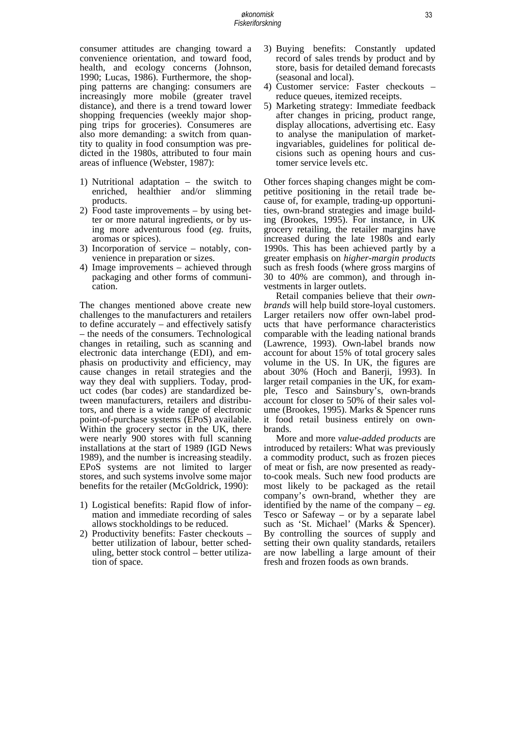consumer attitudes are changing toward a convenience orientation, and toward food, health, and ecology concerns (Johnson, 1990; Lucas, 1986). Furthermore, the shopping patterns are changing: consumers are increasingly more mobile (greater travel distance), and there is a trend toward lower shopping frequencies (weekly major shopping trips for groceries). Consumeres are also more demanding: a switch from quantity to quality in food consumption was predicted in the 1980s, attributed to four main areas of influence (Webster, 1987):

1) Nutritional adaptation – the switch to enriched, healthier and/or slimming products.
2) Food taste improvements – by using better or more natural ingredients, or by using more adventurous food (*eg.* fruits, aromas or spices).
3) Incorporation of service – notably, convenience in preparation or sizes.
4) Image improvements – achieved through packaging and other forms of communication.

The changes mentioned above create new challenges to the manufacturers and retailers to define accurately – and effectively satisfy – the needs of the consumers. Technological changes in retailing, such as scanning and electronic data interchange (EDI), and emphasis on productivity and efficiency, may cause changes in retail strategies and the way they deal with suppliers. Today, product codes (bar codes) are standardized between manufacturers, retailers and distributors, and there is a wide range of electronic point-of-purchase systems (EPoS) available. Within the grocery sector in the UK, there were nearly 900 stores with full scanning installations at the start of 1989 (IGD News 1989), and the number is increasing steadily. EPoS systems are not limited to larger stores, and such systems involve some major benefits for the retailer (McGoldrick, 1990):

1) Logistical benefits: Rapid flow of information and immediate recording of sales allows stockholdings to be reduced.
2) Productivity benefits: Faster checkouts – better utilization of labour, better scheduling, better stock control – better utilization of space.
3) Buying benefits: Constantly updated record of sales trends by product and by store, basis for detailed demand forecasts (seasonal and local).
4) Customer service: Faster checkouts – reduce queues, itemized receipts.
5) Marketing strategy: Immediate feedback after changes in pricing, product range, display allocations, advertising etc. Easy to analyse the manipulation of marketingvariables, guidelines for political decisions such as opening hours and customer service levels etc.

Other forces shaping changes might be competitive positioning in the retail trade because of, for example, trading-up opportunities, own-brand strategies and image building (Brookes, 1995). For instance, in UK grocery retailing, the retailer margins have increased during the late 1980s and early 1990s. This has been achieved partly by a greater emphasis on *higher-margin products* such as fresh foods (where gross margins of 30 to 40% are common), and through investments in larger outlets.

Retail companies believe that their *own-brands* will help build store-loyal customers. Larger retailers now offer own-label products that have performance characteristics comparable with the leading national brands (Lawrence, 1993). Own-label brands now account for about 15% of total grocery sales volume in the US. In UK, the figures are about 30% (Hoch and Banerji, 1993). In larger retail companies in the UK, for example, Tesco and Sainsbury's, own-brands account for closer to 50% of their sales volume (Brookes, 1995). Marks & Spencer runs it food retail business entirely on own-brands.

More and more *value-added products* are introduced by retailers: What was previously a commodity product, such as frozen pieces of meat or fish, are now presented as ready-to-cook meals. Such new food products are most likely to be packaged as the retail company's own-brand, whether they are identified by the name of the company – *eg.* Tesco or Safeway – or by a separate label such as 'St. Michael' (Marks & Spencer). By controlling the sources of supply and setting their own quality standards, retailers are now labelling a large amount of their fresh and frozen foods as own brands.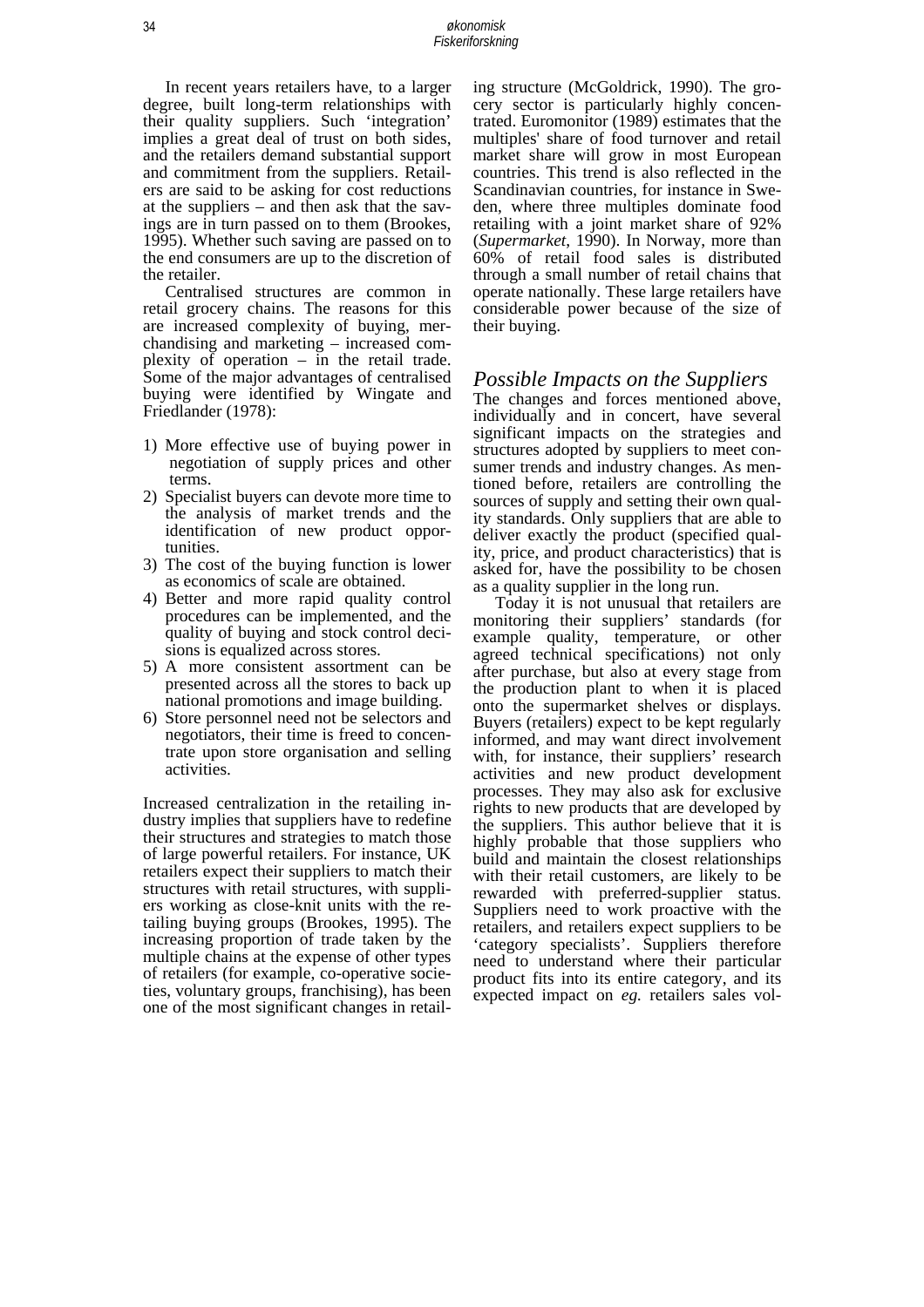In recent years retailers have, to a larger degree, built long-term relationships with their quality suppliers. Such 'integration' implies a great deal of trust on both sides, and the retailers demand substantial support and commitment from the suppliers. Retailers are said to be asking for cost reductions at the suppliers – and then ask that the savings are in turn passed on to them (Brookes, 1995). Whether such saving are passed on to the end consumers are up to the discretion of the retailer.

Centralised structures are common in retail grocery chains. The reasons for this are increased complexity of buying, merchandising and marketing – increased complexity of operation – in the retail trade. Some of the major advantages of centralised buying were identified by Wingate and Friedlander (1978):

1) More effective use of buying power in negotiation of supply prices and other terms.
2) Specialist buyers can devote more time to the analysis of market trends and the identification of new product opportunities.
3) The cost of the buying function is lower as economics of scale are obtained.
4) Better and more rapid quality control procedures can be implemented, and the quality of buying and stock control decisions is equalized across stores.
5) A more consistent assortment can be presented across all the stores to back up national promotions and image building.
6) Store personnel need not be selectors and negotiators, their time is freed to concentrate upon store organisation and selling activities.

Increased centralization in the retailing industry implies that suppliers have to redefine their structures and strategies to match those of large powerful retailers. For instance, UK retailers expect their suppliers to match their structures with retail structures, with suppliers working as close-knit units with the retailing buying groups (Brookes, 1995). The increasing proportion of trade taken by the multiple chains at the expense of other types of retailers (for example, co-operative societies, voluntary groups, franchising), has been one of the most significant changes in retailing structure (McGoldrick, 1990). The grocery sector is particularly highly concentrated. Euromonitor (1989) estimates that the multiples' share of food turnover and retail market share will grow in most European countries. This trend is also reflected in the Scandinavian countries, for instance in Sweden, where three multiples dominate food retailing with a joint market share of 92% (*Supermarket*, 1990). In Norway, more than 60% of retail food sales is distributed through a small number of retail chains that operate nationally. These large retailers have considerable power because of the size of their buying.

## *Possible Impacts on the Suppliers*

The changes and forces mentioned above, individually and in concert, have several significant impacts on the strategies and structures adopted by suppliers to meet consumer trends and industry changes. As mentioned before, retailers are controlling the sources of supply and setting their own quality standards. Only suppliers that are able to deliver exactly the product (specified quality, price, and product characteristics) that is asked for, have the possibility to be chosen as a quality supplier in the long run.

Today it is not unusual that retailers are monitoring their suppliers' standards (for example quality, temperature, or other agreed technical specifications) not only after purchase, but also at every stage from the production plant to when it is placed onto the supermarket shelves or displays. Buyers (retailers) expect to be kept regularly informed, and may want direct involvement with, for instance, their suppliers' research activities and new product development processes. They may also ask for exclusive rights to new products that are developed by the suppliers. This author believe that it is highly probable that those suppliers who build and maintain the closest relationships with their retail customers, are likely to be rewarded with preferred-supplier status. Suppliers need to work proactive with the retailers, and retailers expect suppliers to be 'category specialists'. Suppliers therefore need to understand where their particular product fits into its entire category, and its expected impact on *eg.* retailers sales vol-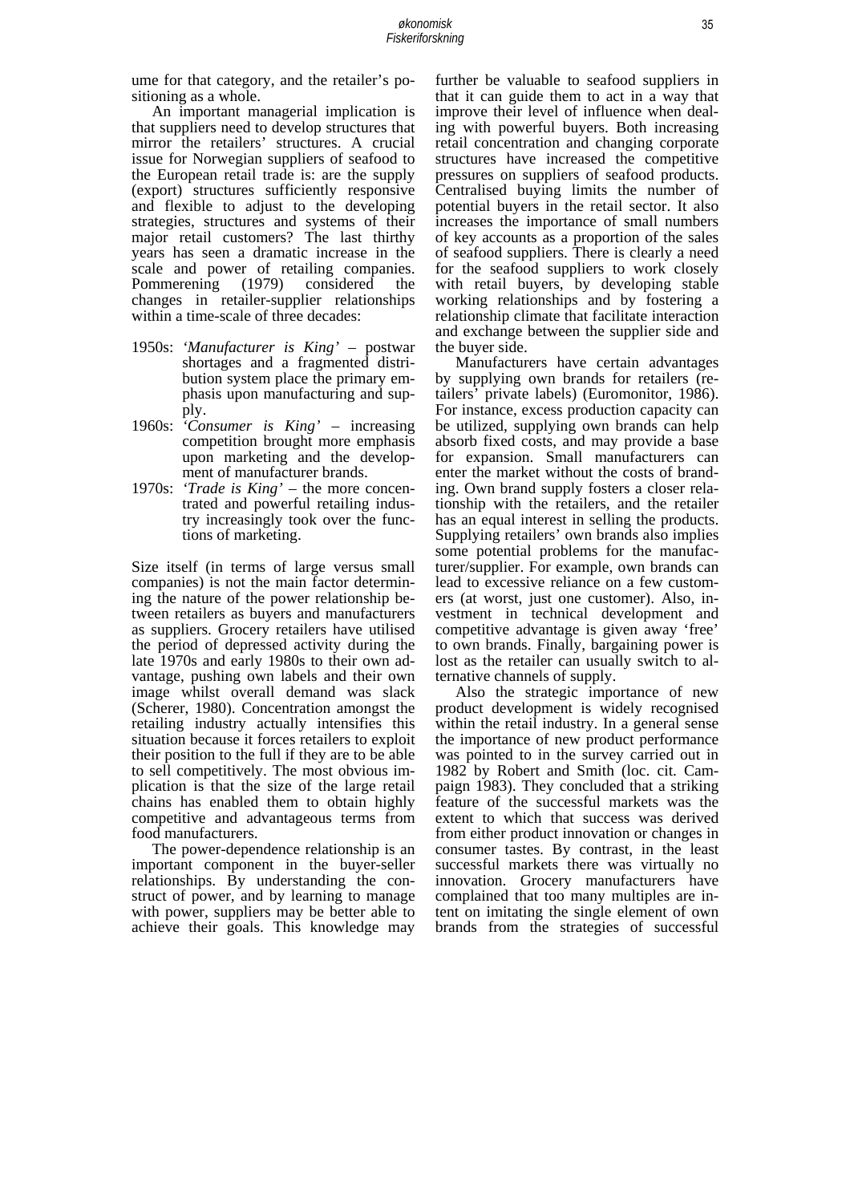ume for that category, and the retailer's positioning as a whole.

An important managerial implication is that suppliers need to develop structures that mirror the retailers' structures. A crucial issue for Norwegian suppliers of seafood to the European retail trade is: are the supply (export) structures sufficiently responsive and flexible to adjust to the developing strategies, structures and systems of their major retail customers? The last thirthy years has seen a dramatic increase in the scale and power of retailing companies. Pommerening (1979) considered the changes in retailer-supplier relationships within a time-scale of three decades:

- 1950s: *'Manufacturer is King'* – postwar shortages and a fragmented distribution system place the primary emphasis upon manufacturing and supply.
- 1960s: *'Consumer is King'* – increasing competition brought more emphasis upon marketing and the development of manufacturer brands.
- 1970s: *'Trade is King'* – the more concentrated and powerful retailing industry increasingly took over the functions of marketing.

Size itself (in terms of large versus small companies) is not the main factor determining the nature of the power relationship between retailers as buyers and manufacturers as suppliers. Grocery retailers have utilised the period of depressed activity during the late 1970s and early 1980s to their own advantage, pushing own labels and their own image whilst overall demand was slack (Scherer, 1980). Concentration amongst the retailing industry actually intensifies this situation because it forces retailers to exploit their position to the full if they are to be able to sell competitively. The most obvious implication is that the size of the large retail chains has enabled them to obtain highly competitive and advantageous terms from food manufacturers.

The power-dependence relationship is an important component in the buyer-seller relationships. By understanding the construct of power, and by learning to manage with power, suppliers may be better able to achieve their goals. This knowledge may further be valuable to seafood suppliers in that it can guide them to act in a way that improve their level of influence when dealing with powerful buyers. Both increasing retail concentration and changing corporate structures have increased the competitive pressures on suppliers of seafood products. Centralised buying limits the number of potential buyers in the retail sector. It also increases the importance of small numbers of key accounts as a proportion of the sales of seafood suppliers. There is clearly a need for the seafood suppliers to work closely with retail buyers, by developing stable working relationships and by fostering a relationship climate that facilitate interaction and exchange between the supplier side and the buyer side.

Manufacturers have certain advantages by supplying own brands for retailers (retailers' private labels) (Euromonitor, 1986). For instance, excess production capacity can be utilized, supplying own brands can help absorb fixed costs, and may provide a base for expansion. Small manufacturers can enter the market without the costs of branding. Own brand supply fosters a closer relationship with the retailers, and the retailer has an equal interest in selling the products. Supplying retailers' own brands also implies some potential problems for the manufacturer/supplier. For example, own brands can lead to excessive reliance on a few customers (at worst, just one customer). Also, investment in technical development and competitive advantage is given away 'free' to own brands. Finally, bargaining power is lost as the retailer can usually switch to alternative channels of supply.

Also the strategic importance of new product development is widely recognised within the retail industry. In a general sense the importance of new product performance was pointed to in the survey carried out in 1982 by Robert and Smith (loc. cit. Campaign 1983). They concluded that a striking feature of the successful markets was the extent to which that success was derived from either product innovation or changes in consumer tastes. By contrast, in the least successful markets there was virtually no innovation. Grocery manufacturers have complained that too many multiples are intent on imitating the single element of own brands from the strategies of successful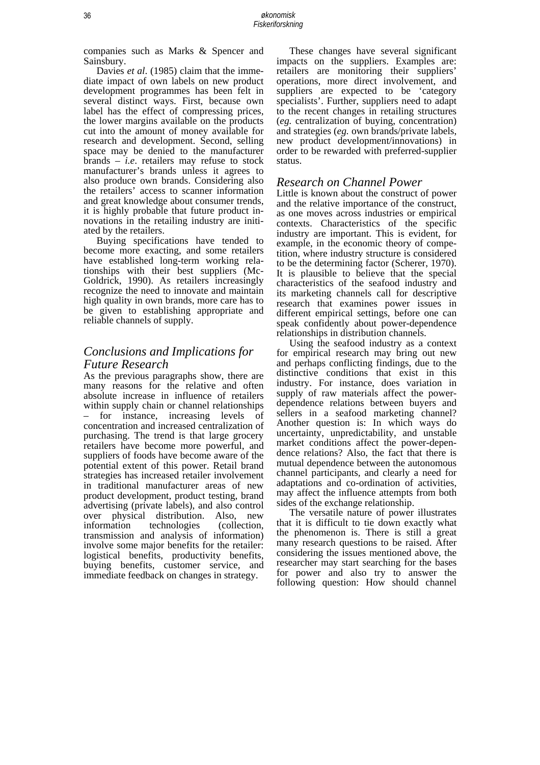companies such as Marks & Spencer and Sainsbury.

Davies *et al*. (1985) claim that the immediate impact of own labels on new product development programmes has been felt in several distinct ways. First, because own label has the effect of compressing prices, the lower margins available on the products cut into the amount of money available for research and development. Second, selling space may be denied to the manufacturer brands – *i.e*. retailers may refuse to stock manufacturer's brands unless it agrees to also produce own brands. Considering also the retailers' access to scanner information and great knowledge about consumer trends, it is highly probable that future product innovations in the retailing industry are initiated by the retailers.

Buying specifications have tended to become more exacting, and some retailers have established long-term working relationships with their best suppliers (McGoldrick, 1990). As retailers increasingly recognize the need to innovate and maintain high quality in own brands, more care has to be given to establishing appropriate and reliable channels of supply.

## *Conclusions and Implications for Future Research*

As the previous paragraphs show, there are many reasons for the relative and often absolute increase in influence of retailers within supply chain or channel relationships – for instance, increasing levels of concentration and increased centralization of purchasing. The trend is that large grocery retailers have become more powerful, and suppliers of foods have become aware of the potential extent of this power. Retail brand strategies has increased retailer involvement in traditional manufacturer areas of new product development, product testing, brand advertising (private labels), and also control over physical distribution. Also, new information technologies (collection, transmission and analysis of information) involve some major benefits for the retailer: logistical benefits, productivity benefits, buying benefits, customer service, and immediate feedback on changes in strategy.

These changes have several significant impacts on the suppliers. Examples are: retailers are monitoring their suppliers' operations, more direct involvement, and suppliers are expected to be 'category specialists'. Further, suppliers need to adapt to the recent changes in retailing structures (*eg.* centralization of buying, concentration) and strategies (*eg.* own brands/private labels, new product development/innovations) in order to be rewarded with preferred-supplier status.

## *Research on Channel Power*

Little is known about the construct of power and the relative importance of the construct, as one moves across industries or empirical contexts. Characteristics of the specific industry are important. This is evident, for example, in the economic theory of competition, where industry structure is considered to be the determining factor (Scherer, 1970). It is plausible to believe that the special characteristics of the seafood industry and its marketing channels call for descriptive research that examines power issues in different empirical settings, before one can speak confidently about power-dependence relationships in distribution channels.

Using the seafood industry as a context for empirical research may bring out new and perhaps conflicting findings, due to the distinctive conditions that exist in this industry. For instance, does variation in supply of raw materials affect the power-dependence relations between buyers and sellers in a seafood marketing channel? Another question is: In which ways do uncertainty, unpredictability, and unstable market conditions affect the power-dependence relations? Also, the fact that there is mutual dependence between the autonomous channel participants, and clearly a need for adaptations and co-ordination of activities, may affect the influence attempts from both sides of the exchange relationship.

The versatile nature of power illustrates that it is difficult to tie down exactly what the phenomenon is. There is still a great many research questions to be raised. After considering the issues mentioned above, the researcher may start searching for the bases for power and also try to answer the following question: How should channel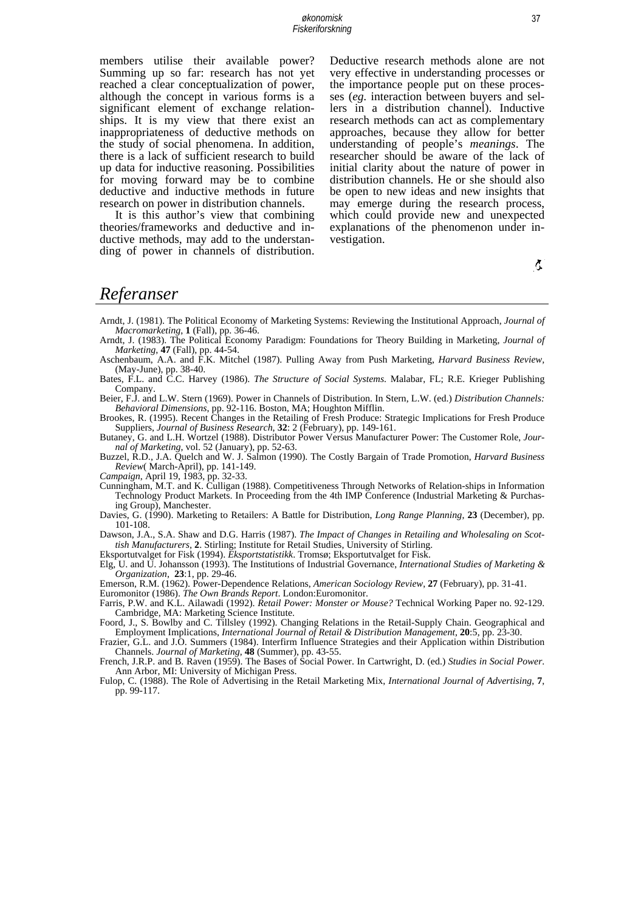members utilise their available power? Summing up so far: research has not yet reached a clear conceptualization of power, although the concept in various forms is a significant element of exchange relationships. It is my view that there exist an inappropriateness of deductive methods on the study of social phenomena. In addition, there is a lack of sufficient research to build up data for inductive reasoning. Possibilities for moving forward may be to combine deductive and inductive methods in future research on power in distribution channels.

It is this author's view that combining theories/frameworks and deductive and inductive methods, may add to the understanding of power in channels of distribution. Deductive research methods alone are not very effective in understanding processes or the importance people put on these processes (*eg.* interaction between buyers and sellers in a distribution channel). Inductive research methods can act as complementary approaches, because they allow for better understanding of people's *meanings*. The researcher should be aware of the lack of initial clarity about the nature of power in distribution channels. He or she should also be open to new ideas and new insights that may emerge during the research process, which could provide new and unexpected explanations of the phenomenon under investigation.

# *Referanser*

Arndt, J. (1981). The Political Economy of Marketing Systems: Reviewing the Institutional Approach, *Journal of Macromarketing*, **1** (Fall), pp. 36-46.

Arndt, J. (1983). The Political Economy Paradigm: Foundations for Theory Building in Marketing, *Journal of Marketing*, **47** (Fall), pp. 44-54.

Aschenbaum, A.A. and F.K. Mitchel (1987). Pulling Away from Push Marketing, *Harvard Business Review*, (May-June), pp. 38-40.

Bates, F.L. and C.C. Harvey (1986). *The Structure of Social Systems*. Malabar, FL; R.E. Krieger Publishing Company.

Beier, F.J. and L.W. Stern (1969). Power in Channels of Distribution. In Stern, L.W. (ed.) *Distribution Channels: Behavioral Dimensions*, pp. 92-116. Boston, MA; Houghton Mifflin.

Brookes, R. (1995). Recent Changes in the Retailing of Fresh Produce: Strategic Implications for Fresh Produce Suppliers, *Journal of Business Research*, **32**: 2 (February), pp. 149-161.

Butaney, G. and L.H. Wortzel (1988). Distributor Power Versus Manufacturer Power: The Customer Role, *Journal of Marketing*, vol. 52 (January), pp. 52-63.

Buzzel, R.D., J.A. Quelch and W. J. Salmon (1990). The Costly Bargain of Trade Promotion, *Harvard Business Review*( March-April), pp. 141-149.

*Campaign*, April 19, 1983, pp. 32-33.

Cunningham, M.T. and K. Culligan (1988). Competitiveness Through Networks of Relation-ships in Information Technology Product Markets. In Proceeding from the 4th IMP Conference (Industrial Marketing & Purchasing Group), Manchester.

Davies, G. (1990). Marketing to Retailers: A Battle for Distribution, *Long Range Planning*, **23** (December), pp. 101-108.

Dawson, J.A., S.A. Shaw and D.G. Harris (1987). *The Impact of Changes in Retailing and Wholesaling on Scottish Manufacturers*, **2**. Stirling; Institute for Retail Studies, University of Stirling.

Eksportutvalget for Fisk (1994). *Eksportstatistikk*. Tromsø; Eksportutvalget for Fisk.

Elg, U. and U. Johansson (1993). The Institutions of Industrial Governance, *International Studies of Marketing & Organization*, **23**:1, pp. 29-46.

Emerson, R.M. (1962). Power-Dependence Relations, *American Sociology Review*, **27** (February), pp. 31-41.

Euromonitor (1986). *The Own Brands Report*. London:Euromonitor.

Farris, P.W. and K.L. Ailawadi (1992). *Retail Power: Monster or Mouse?* Technical Working Paper no. 92-129. Cambridge, MA: Marketing Science Institute.

Foord, J., S. Bowlby and C. Tillsley (1992). Changing Relations in the Retail-Supply Chain. Geographical and Employment Implications, *International Journal of Retail & Distribution Management*, **20**:5, pp. 23-30.

Frazier, G.L. and J.O. Summers (1984). Interfirm Influence Strategies and their Application within Distribution Channels. *Journal of Marketing*, **48** (Summer), pp. 43-55.

French, J.R.P. and B. Raven (1959). The Bases of Social Power. In Cartwright, D. (ed.) *Studies in Social Power*. Ann Arbor, MI: University of Michigan Press.

Fulop, C. (1988). The Role of Advertising in the Retail Marketing Mix, *International Journal of Advertising*, **7**, pp. 99-117.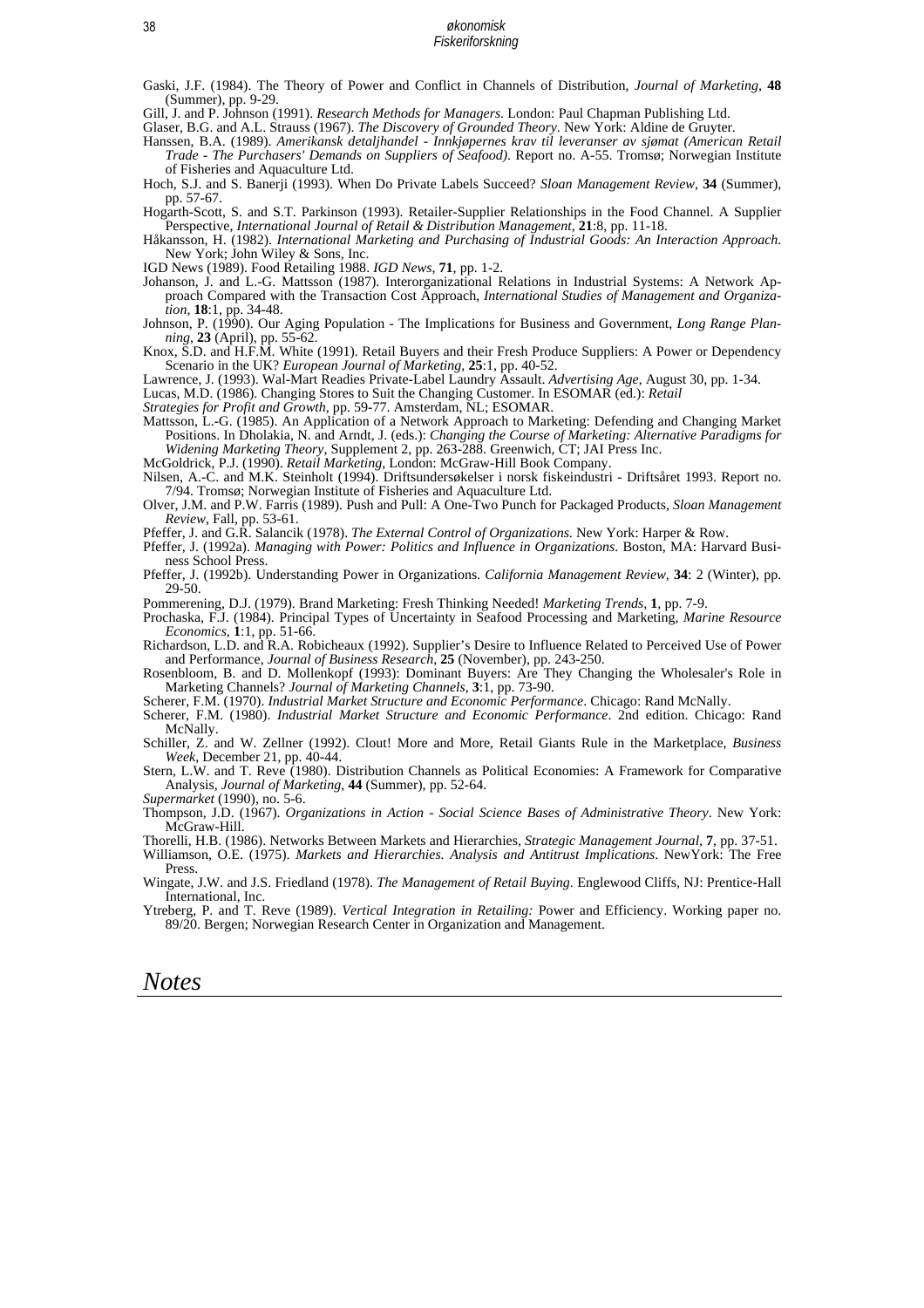Gaski, J.F. (1984). The Theory of Power and Conflict in Channels of Distribution, *Journal of Marketing*, **48** (Summer), pp. 9-29.

Gill, J. and P. Johnson (1991). *Research Methods for Managers*. London: Paul Chapman Publishing Ltd.

Glaser, B.G. and A.L. Strauss (1967). *The Discovery of Grounded Theory*. New York: Aldine de Gruyter.

Hanssen, B.A. (1989). *Amerikansk detaljhandel - Innkjøpernes krav til leveranser av sjømat (American Retail Trade - The Purchasers' Demands on Suppliers of Seafood)*. Report no. A-55. Tromsø; Norwegian Institute of Fisheries and Aquaculture Ltd.

Hoch, S.J. and S. Banerji (1993). When Do Private Labels Succeed? *Sloan Management Review*, **34** (Summer), pp. 57-67.

Hogarth-Scott, S. and S.T. Parkinson (1993). Retailer-Supplier Relationships in the Food Channel. A Supplier Perspective, *International Journal of Retail & Distribution Management*, **21**:8, pp. 11-18.

Håkansson, H. (1982). *International Marketing and Purchasing of Industrial Goods: An Interaction Approach*. New York; John Wiley & Sons, Inc.

IGD News (1989). Food Retailing 1988. *IGD News*, **71**, pp. 1-2.

Johanson, J. and L.-G. Mattsson (1987). Interorganizational Relations in Industrial Systems: A Network Approach Compared with the Transaction Cost Approach, *International Studies of Management and Organization*, **18**:1, pp. 34-48.

Johnson, P. (1990). Our Aging Population - The Implications for Business and Government, *Long Range Planning*, **23** (April), pp. 55-62.

Knox, S.D. and H.F.M. White (1991). Retail Buyers and their Fresh Produce Suppliers: A Power or Dependency Scenario in the UK? *European Journal of Marketing*, **25**:1, pp. 40-52.

Lawrence, J. (1993). Wal-Mart Readies Private-Label Laundry Assault. *Advertising Age*, August 30, pp. 1-34.

Lucas, M.D. (1986). Changing Stores to Suit the Changing Customer. In ESOMAR (ed.): *Retail*

*Strategies for Profit and Growth*, pp. 59-77. Amsterdam, NL; ESOMAR.

Mattsson, L.-G. (1985). An Application of a Network Approach to Marketing: Defending and Changing Market Positions. In Dholakia, N. and Arndt, J. (eds.): *Changing the Course of Marketing: Alternative Paradigms for Widening Marketing Theory*, Supplement 2, pp. 263-288. Greenwich, CT; JAI Press Inc.

McGoldrick, P.J. (1990). *Retail Marketing*, London: McGraw-Hill Book Company.

Nilsen, A.-C. and M.K. Steinholt (1994). Driftsundersøkelser i norsk fiskeindustri - Driftsåret 1993. Report no. 7/94. Tromsø; Norwegian Institute of Fisheries and Aquaculture Ltd.

Olver, J.M. and P.W. Farris (1989). Push and Pull: A One-Two Punch for Packaged Products, *Sloan Management Review*, Fall, pp. 53-61.

Pfeffer, J. and G.R. Salancik (1978). *The External Control of Organizations*. New York: Harper & Row.

Pfeffer, J. (1992a). *Managing with Power: Politics and Influence in Organizations*. Boston, MA: Harvard Business School Press.

Pfeffer, J. (1992b). Understanding Power in Organizations. *California Management Review*, **34**: 2 (Winter), pp. 29-50.

Pommerening, D.J. (1979). Brand Marketing: Fresh Thinking Needed! *Marketing Trends*, **1**, pp. 7-9.

Prochaska, F.J. (1984). Principal Types of Uncertainty in Seafood Processing and Marketing, *Marine Resource Economics*, **1**:1, pp. 51-66.

Richardson, L.D. and R.A. Robicheaux (1992). Supplier's Desire to Influence Related to Perceived Use of Power and Performance, *Journal of Business Research*, **25** (November), pp. 243-250.

Rosenbloom, B. and D. Mollenkopf (1993): Dominant Buyers: Are They Changing the Wholesaler's Role in Marketing Channels? *Journal of Marketing Channels*, **3**:1, pp. 73-90.

Scherer, F.M. (1970). *Industrial Market Structure and Economic Performance*. Chicago: Rand McNally.

Scherer, F.M. (1980). *Industrial Market Structure and Economic Performance*. 2nd edition. Chicago: Rand McNally.

Schiller, Z. and W. Zellner (1992). Clout! More and More, Retail Giants Rule in the Marketplace, *Business Week*, December 21, pp. 40-44.

Stern, L.W. and T. Reve (1980). Distribution Channels as Political Economies: A Framework for Comparative Analysis, *Journal of Marketing*, **44** (Summer), pp. 52-64.

*Supermarket* (1990), no. 5-6.

Thompson, J.D. (1967). *Organizations in Action - Social Science Bases of Administrative Theory*. New York: McGraw-Hill.

Thorelli, H.B. (1986). Networks Between Markets and Hierarchies, *Strategic Management Journal*, **7**, pp. 37-51.

Williamson, O.E. (1975). *Markets and Hierarchies. Analysis and Antitrust Implications*. NewYork: The Free Press.

Wingate, J.W. and J.S. Friedland (1978). *The Management of Retail Buying*. Englewood Cliffs, NJ: Prentice-Hall International, Inc.

Ytreberg, P. and T. Reve (1989). *Vertical Integration in Retailing:* Power and Efficiency. Working paper no. 89/20. Bergen; Norwegian Research Center in Organization and Management.

# *Notes*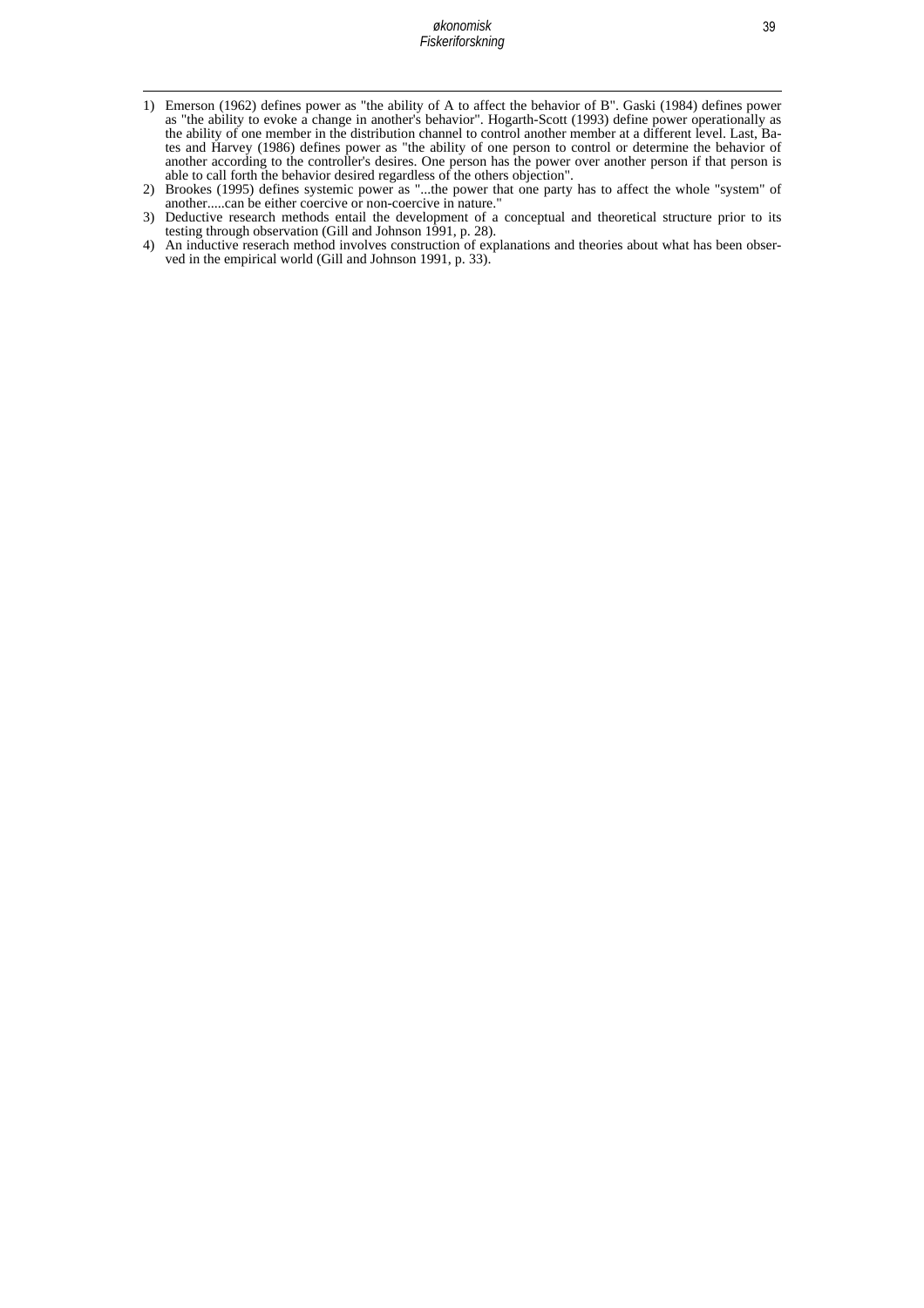1) Emerson (1962) defines power as "the ability of A to affect the behavior of B". Gaski (1984) defines power as "the ability to evoke a change in another's behavior". Hogarth-Scott (1993) define power operationally as the ability of one member in the distribution channel to control another member at a different level. Last, Bates and Harvey (1986) defines power as "the ability of one person to control or determine the behavior of another according to the controller's desires. One person has the power over another person if that person is able to call forth the behavior desired regardless of the others objection".
2) Brookes (1995) defines systemic power as "...the power that one party has to affect the whole "system" of another.....can be either coercive or non-coercive in nature."
3) Deductive research methods entail the development of a conceptual and theoretical structure prior to its testing through observation (Gill and Johnson 1991, p. 28).
4) An inductive reserach method involves construction of explanations and theories about what has been observed in the empirical world (Gill and Johnson 1991, p. 33).